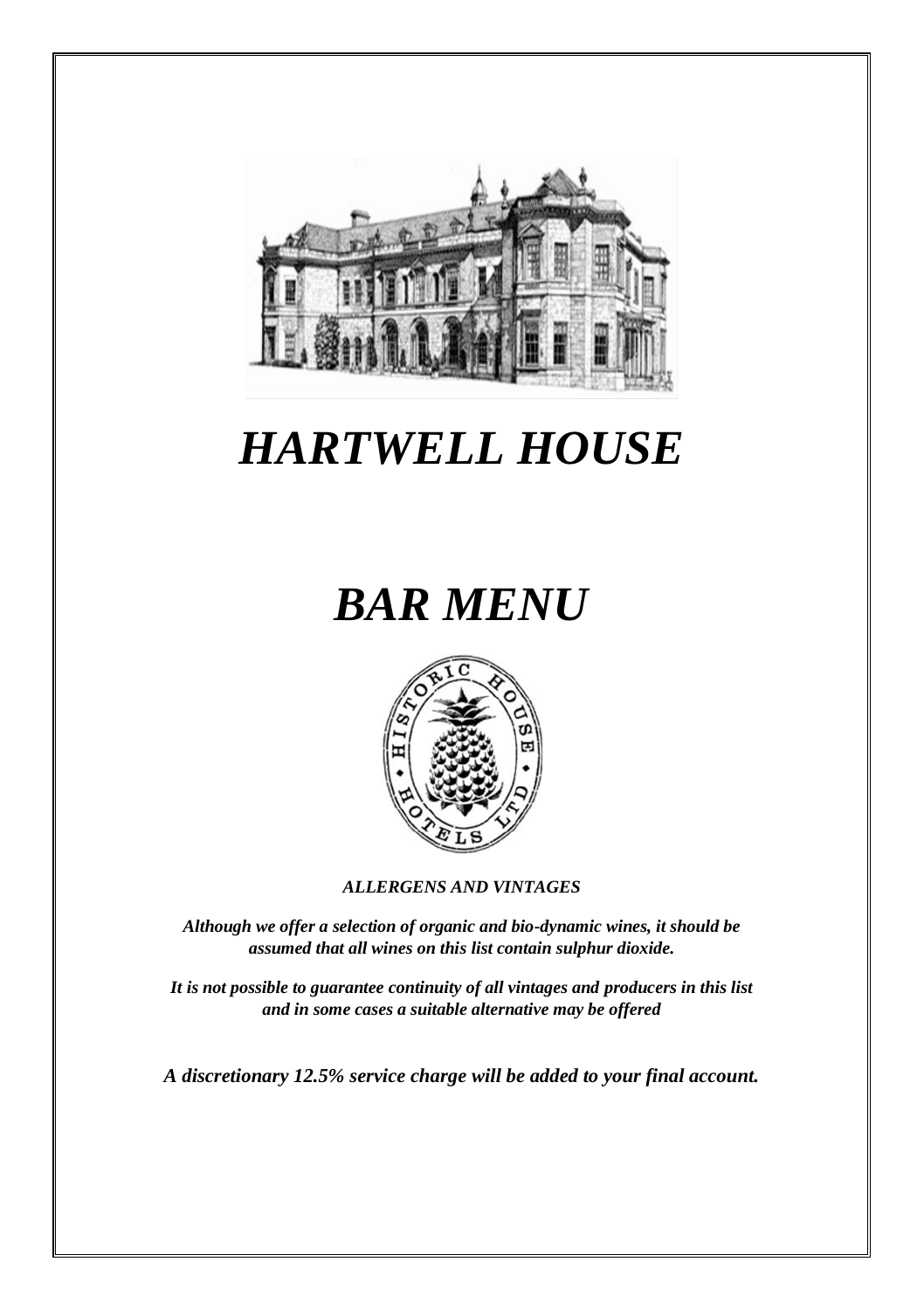# *HARTWELL HOUSE*

# *BAR MENU*

***ALLERGENS AND VINTAGES***

***Although we offer a selection of organic and bio-dynamic wines, it should be assumed that all wines on this list contain sulphur dioxide.***

***It is not possible to guarantee continuity of all vintages and producers in this list and in some cases a suitable alternative may be offered***

***A discretionary 12.5% service charge will be added to your final account.***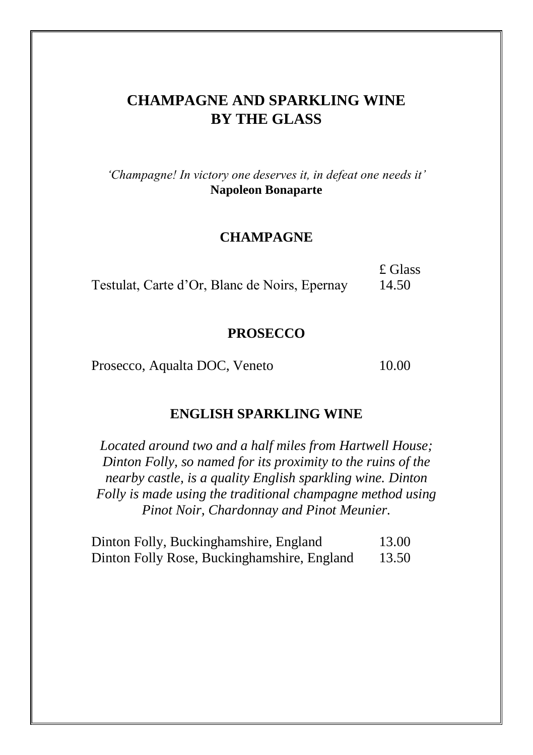# CHAMPAGNE AND SPARKLING WINE BY THE GLASS

*'Champagne! In victory one deserves it, in defeat one needs it'*
**Napoleon Bonaparte**

## CHAMPAGNE

| | £ Glass |
|---|---|
| Testulat, Carte d'Or, Blanc de Noirs, Epernay | 14.50 |

## PROSECCO

| | |
|---|---|
| Prosecco, Aqualta DOC, Veneto | 10.00 |

## ENGLISH SPARKLING WINE

*Located around two and a half miles from Hartwell House; Dinton Folly, so named for its proximity to the ruins of the nearby castle, is a quality English sparkling wine. Dinton Folly is made using the traditional champagne method using Pinot Noir, Chardonnay and Pinot Meunier.*

| | |
|---|---|
| Dinton Folly, Buckinghamshire, England | 13.00 |
| Dinton Folly Rose, Buckinghamshire, England | 13.50 |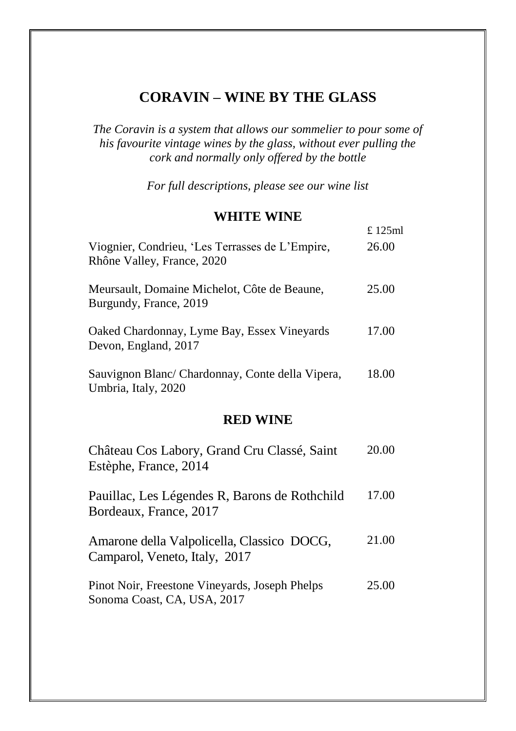# CORAVIN – WINE BY THE GLASS

*The Coravin is a system that allows our sommelier to pour some of his favourite vintage wines by the glass, without ever pulling the cork and normally only offered by the bottle*

*For full descriptions, please see our wine list*

## WHITE WINE

| | £ 125ml |
|---|---|
| Viognier, Condrieu, 'Les Terrasses de L'Empire, Rhône Valley, France, 2020 | 26.00 |
| Meursault, Domaine Michelot, Côte de Beaune, Burgundy, France, 2019 | 25.00 |
| Oaked Chardonnay, Lyme Bay, Essex Vineyards Devon, England, 2017 | 17.00 |
| Sauvignon Blanc/ Chardonnay, Conte della Vipera, Umbria, Italy, 2020 | 18.00 |

## RED WINE

| | |
|---|---|
| Château Cos Labory, Grand Cru Classé, Saint Estèphe, France, 2014 | 20.00 |
| Pauillac, Les Légendes R, Barons de Rothchild Bordeaux, France, 2017 | 17.00 |
| Amarone della Valpolicella, Classico DOCG, Camparol, Veneto, Italy, 2017 | 21.00 |
| Pinot Noir, Freestone Vineyards, Joseph Phelps Sonoma Coast, CA, USA, 2017 | 25.00 |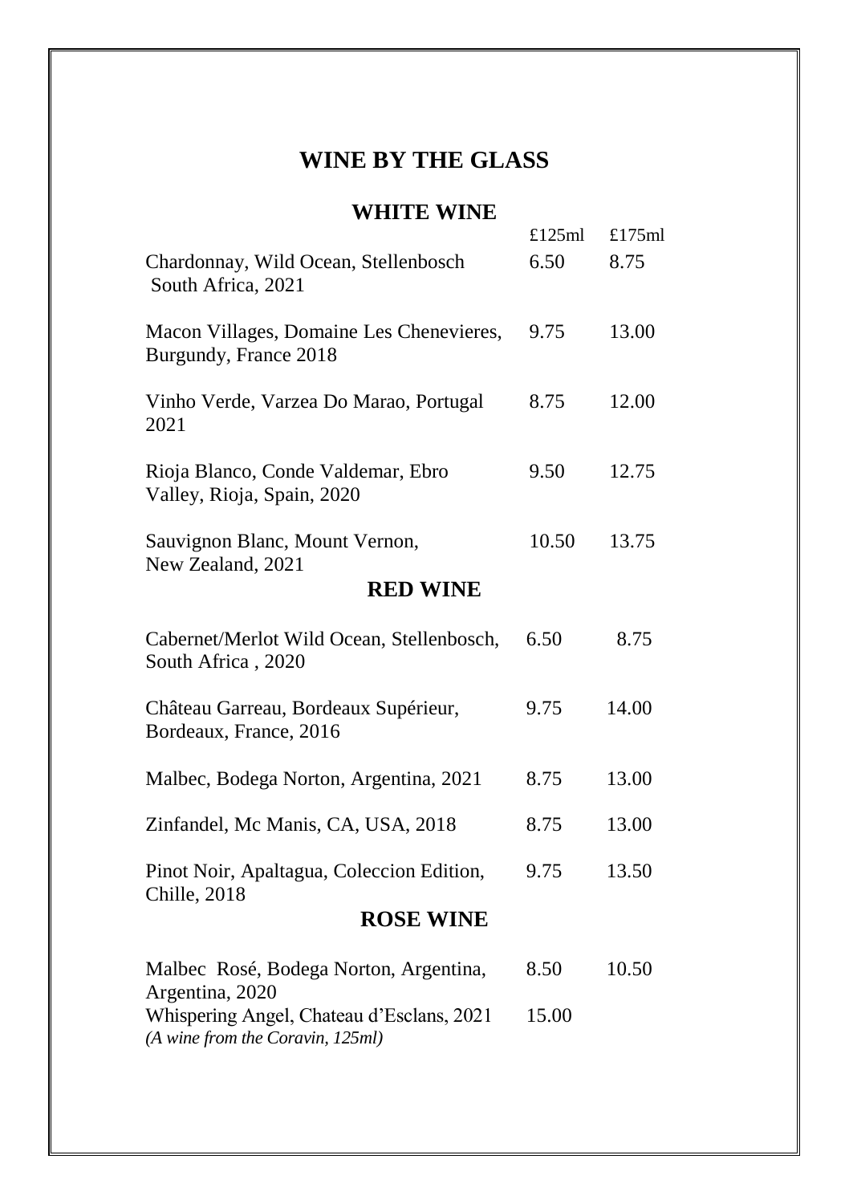# WINE BY THE GLASS

## WHITE WINE

| | £125ml | £175ml |
|---|---|---|
| Chardonnay, Wild Ocean, Stellenbosch South Africa, 2021 | 6.50 | 8.75 |
| Macon Villages, Domaine Les Chenevieres, Burgundy, France 2018 | 9.75 | 13.00 |
| Vinho Verde, Varzea Do Marao, Portugal 2021 | 8.75 | 12.00 |
| Rioja Blanco, Conde Valdemar, Ebro Valley, Rioja, Spain, 2020 | 9.50 | 12.75 |
| Sauvignon Blanc, Mount Vernon, New Zealand, 2021 | 10.50 | 13.75 |

## RED WINE

| | £125ml | £175ml |
|---|---|---|
| Cabernet/Merlot Wild Ocean, Stellenbosch, South Africa , 2020 | 6.50 | 8.75 |
| Château Garreau, Bordeaux Supérieur, Bordeaux, France, 2016 | 9.75 | 14.00 |
| Malbec, Bodega Norton, Argentina, 2021 | 8.75 | 13.00 |
| Zinfandel, Mc Manis, CA, USA, 2018 | 8.75 | 13.00 |
| Pinot Noir, Apaltagua, Coleccion Edition, Chille, 2018 | 9.75 | 13.50 |

## ROSE WINE

| | £125ml | £175ml |
|---|---|---|
| Malbec Rosé, Bodega Norton, Argentina, Argentina, 2020 | 8.50 | 10.50 |
| Whispering Angel, Chateau d'Esclans, 2021 *(A wine from the Coravin, 125ml)* | 15.00 | |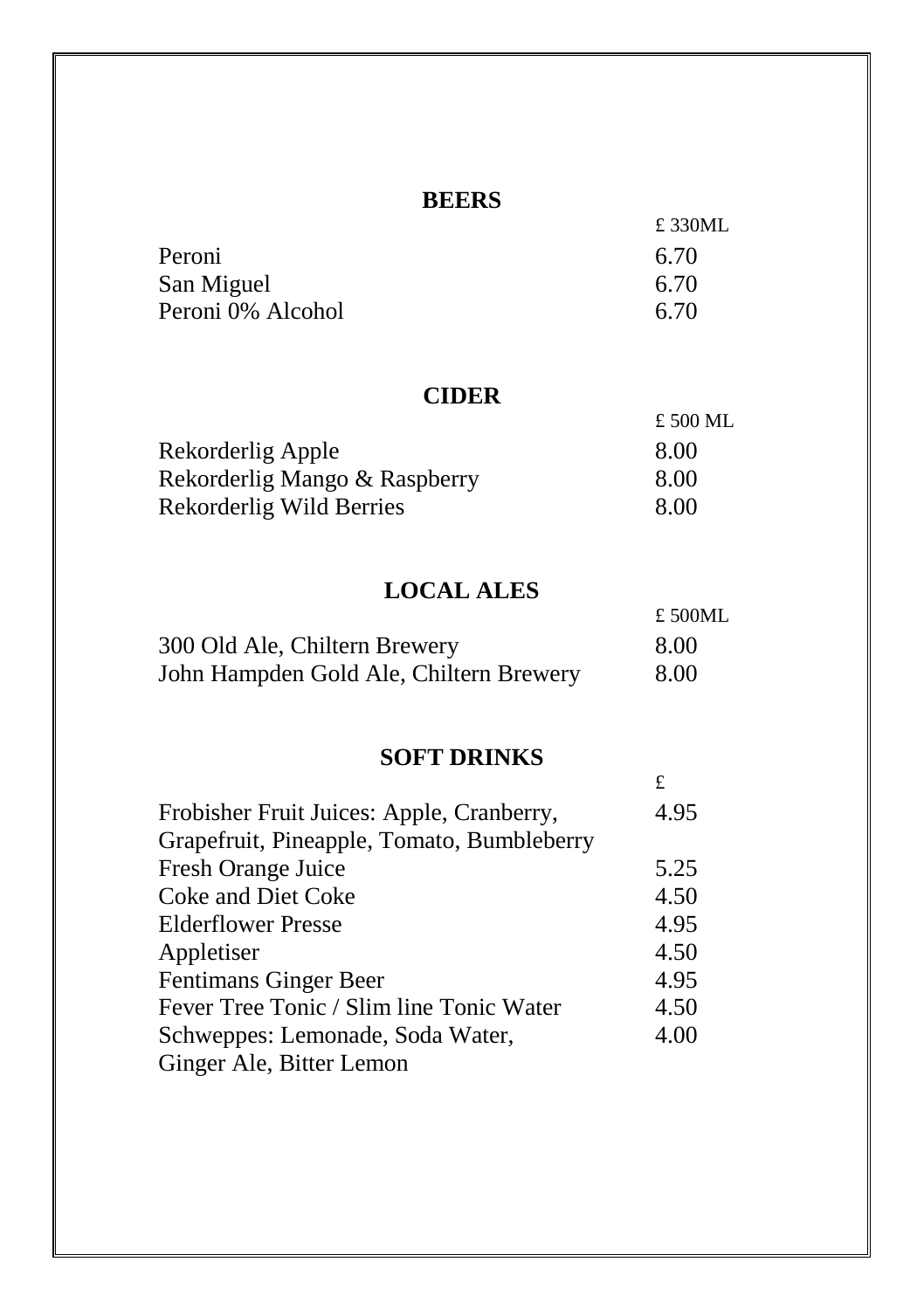## BEERS

| | £ 330ML |
|---|---|
| Peroni | 6.70 |
| San Miguel | 6.70 |
| Peroni 0% Alcohol | 6.70 |

## CIDER

| | £ 500 ML |
|---|---|
| Rekorderlig Apple | 8.00 |
| Rekorderlig Mango & Raspberry | 8.00 |
| Rekorderlig Wild Berries | 8.00 |

## LOCAL ALES

| | £ 500ML |
|---|---|
| 300 Old Ale, Chiltern Brewery | 8.00 |
| John Hampden Gold Ale, Chiltern Brewery | 8.00 |

## SOFT DRINKS

| | £ |
|---|---|
| Frobisher Fruit Juices: Apple, Cranberry, Grapefruit, Pineapple, Tomato, Bumbleberry | 4.95 |
| Fresh Orange Juice | 5.25 |
| Coke and Diet Coke | 4.50 |
| Elderflower Presse | 4.95 |
| Appletiser | 4.50 |
| Fentimans Ginger Beer | 4.95 |
| Fever Tree Tonic / Slim line Tonic Water | 4.50 |
| Schweppes: Lemonade, Soda Water, Ginger Ale, Bitter Lemon | 4.00 |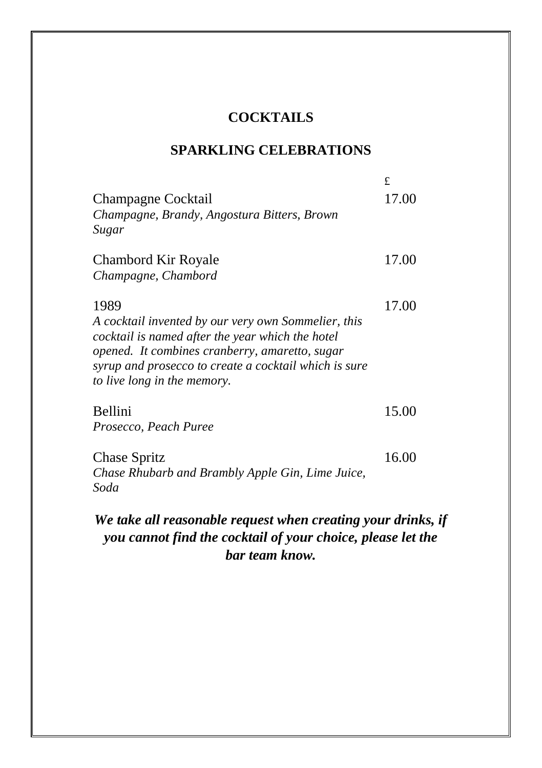# COCKTAILS

## SPARKLING CELEBRATIONS

| | £ |
|---|---|
| Champagne Cocktail<br>*Champagne, Brandy, Angostura Bitters, Brown Sugar* | 17.00 |
| Chambord Kir Royale<br>*Champagne, Chambord* | 17.00 |
| 1989<br>*A cocktail invented by our very own Sommelier, this cocktail is named after the year which the hotel opened. It combines cranberry, amaretto, sugar syrup and prosecco to create a cocktail which is sure to live long in the memory.* | 17.00 |
| Bellini<br>*Prosecco, Peach Puree* | 15.00 |
| Chase Spritz<br>*Chase Rhubarb and Brambly Apple Gin, Lime Juice, Soda* | 16.00 |

***We take all reasonable request when creating your drinks, if you cannot find the cocktail of your choice, please let the bar team know.***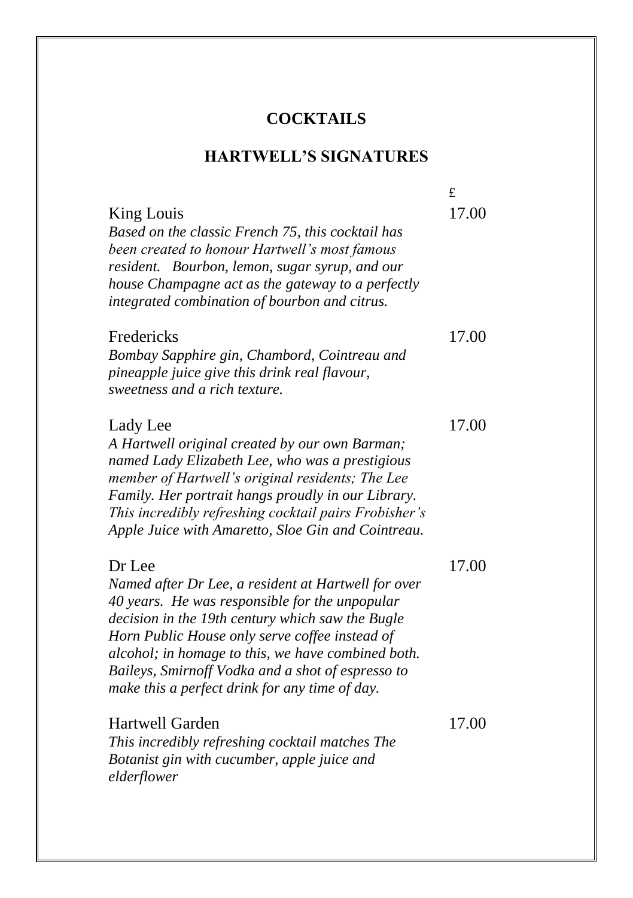# COCKTAILS

## HARTWELL'S SIGNATURES

£

King Louis — 17.00

*Based on the classic French 75, this cocktail has been created to honour Hartwell's most famous resident. Bourbon, lemon, sugar syrup, and our house Champagne act as the gateway to a perfectly integrated combination of bourbon and citrus.*

Fredericks — 17.00

*Bombay Sapphire gin, Chambord, Cointreau and pineapple juice give this drink real flavour, sweetness and a rich texture.*

Lady Lee — 17.00

*A Hartwell original created by our own Barman; named Lady Elizabeth Lee, who was a prestigious member of Hartwell's original residents; The Lee Family. Her portrait hangs proudly in our Library. This incredibly refreshing cocktail pairs Frobisher's Apple Juice with Amaretto, Sloe Gin and Cointreau.*

Dr Lee — 17.00

*Named after Dr Lee, a resident at Hartwell for over 40 years. He was responsible for the unpopular decision in the 19th century which saw the Bugle Horn Public House only serve coffee instead of alcohol; in homage to this, we have combined both. Baileys, Smirnoff Vodka and a shot of espresso to make this a perfect drink for any time of day.*

Hartwell Garden — 17.00

*This incredibly refreshing cocktail matches The Botanist gin with cucumber, apple juice and elderflower*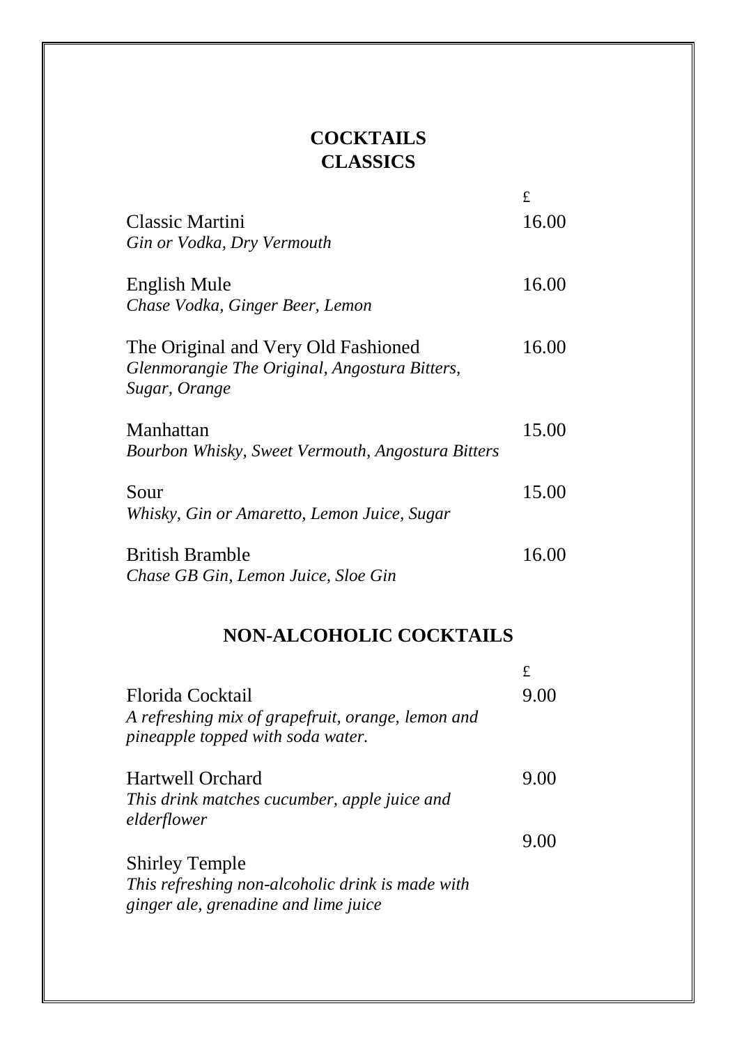# COCKTAILS
## CLASSICS

| | £ |
|---|---|
| Classic Martini<br>*Gin or Vodka, Dry Vermouth* | 16.00 |
| English Mule<br>*Chase Vodka, Ginger Beer, Lemon* | 16.00 |
| The Original and Very Old Fashioned<br>*Glenmorangie The Original, Angostura Bitters, Sugar, Orange* | 16.00 |
| Manhattan<br>*Bourbon Whisky, Sweet Vermouth, Angostura Bitters* | 15.00 |
| Sour<br>*Whisky, Gin or Amaretto, Lemon Juice, Sugar* | 15.00 |
| British Bramble<br>*Chase GB Gin, Lemon Juice, Sloe Gin* | 16.00 |

## NON-ALCOHOLIC COCKTAILS

| | £ |
|---|---|
| Florida Cocktail<br>*A refreshing mix of grapefruit, orange, lemon and pineapple topped with soda water.* | 9.00 |
| Hartwell Orchard<br>*This drink matches cucumber, apple juice and elderflower* | 9.00 |
| Shirley Temple<br>*This refreshing non-alcoholic drink is made with ginger ale, grenadine and lime juice* | 9.00 |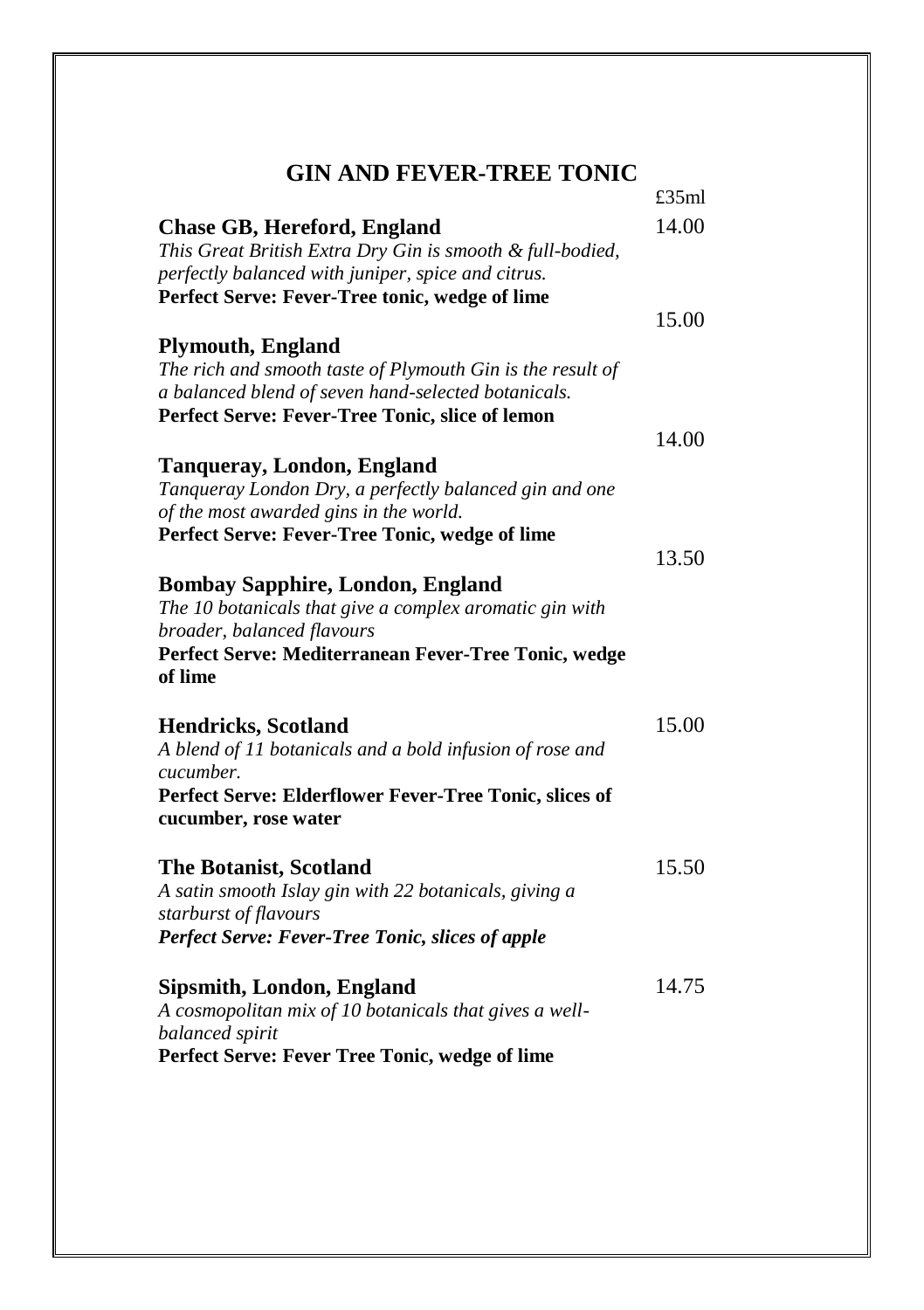## GIN AND FEVER-TREE TONIC

£35ml

**Chase GB, Hereford, England** — 14.00
*This Great British Extra Dry Gin is smooth & full-bodied, perfectly balanced with juniper, spice and citrus.*
**Perfect Serve: Fever-Tree tonic, wedge of lime**

**Plymouth, England** — 15.00
*The rich and smooth taste of Plymouth Gin is the result of a balanced blend of seven hand-selected botanicals.*
**Perfect Serve: Fever-Tree Tonic, slice of lemon**

**Tanqueray, London, England** — 14.00
*Tanqueray London Dry, a perfectly balanced gin and one of the most awarded gins in the world.*
**Perfect Serve: Fever-Tree Tonic, wedge of lime**

**Bombay Sapphire, London, England** — 13.50
*The 10 botanicals that give a complex aromatic gin with broader, balanced flavours*
**Perfect Serve: Mediterranean Fever-Tree Tonic, wedge of lime**

**Hendricks, Scotland** — 15.00
*A blend of 11 botanicals and a bold infusion of rose and cucumber.*
**Perfect Serve: Elderflower Fever-Tree Tonic, slices of cucumber, rose water**

**The Botanist, Scotland** — 15.50
*A satin smooth Islay gin with 22 botanicals, giving a starburst of flavours*
***Perfect Serve: Fever-Tree Tonic, slices of apple***

**Sipsmith, London, England** — 14.75
*A cosmopolitan mix of 10 botanicals that gives a well-balanced spirit*
**Perfect Serve: Fever Tree Tonic, wedge of lime**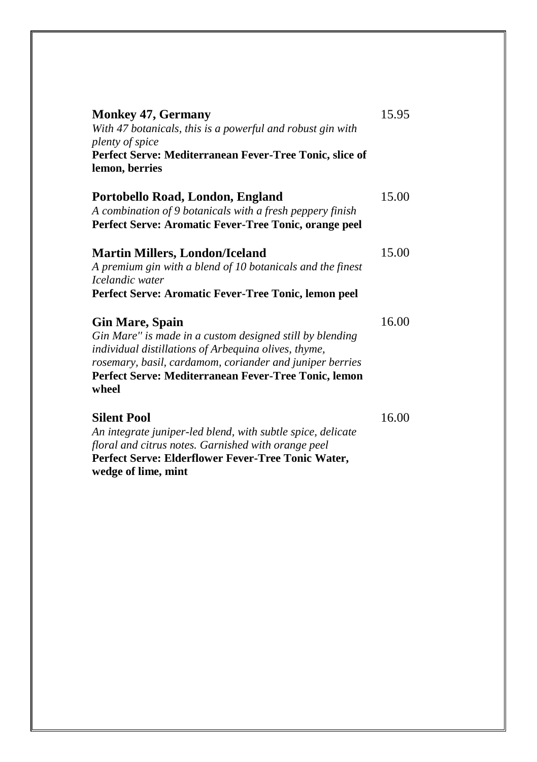**Monkey 47, Germany** 15.95

*With 47 botanicals, this is a powerful and robust gin with plenty of spice*

**Perfect Serve: Mediterranean Fever-Tree Tonic, slice of lemon, berries**

**Portobello Road, London, England** 15.00

*A combination of 9 botanicals with a fresh peppery finish*

**Perfect Serve: Aromatic Fever-Tree Tonic, orange peel**

**Martin Millers, London/Iceland** 15.00

*A premium gin with a blend of 10 botanicals and the finest Icelandic water*

**Perfect Serve: Aromatic Fever-Tree Tonic, lemon peel**

**Gin Mare, Spain** 16.00

*Gin Mare" is made in a custom designed still by blending individual distillations of Arbequina olives, thyme, rosemary, basil, cardamom, coriander and juniper berries*

**Perfect Serve: Mediterranean Fever-Tree Tonic, lemon wheel**

**Silent Pool** 16.00

*An integrate juniper-led blend, with subtle spice, delicate floral and citrus notes. Garnished with orange peel*

**Perfect Serve: Elderflower Fever-Tree Tonic Water, wedge of lime, mint**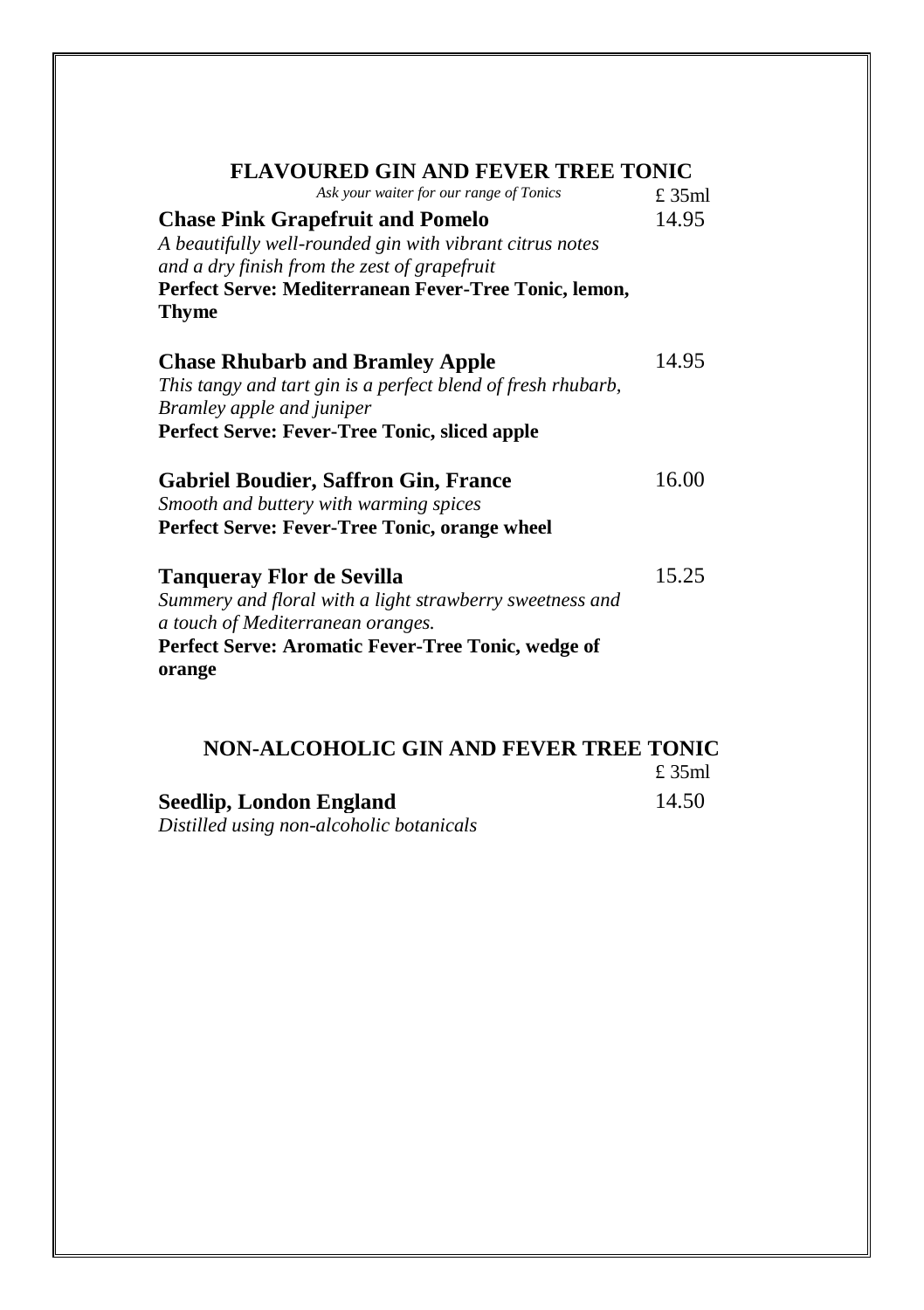## FLAVOURED GIN AND FEVER TREE TONIC

*Ask your waiter for our range of Tonics* — £ 35ml

**Chase Pink Grapefruit and Pomelo** — 14.95

*A beautifully well-rounded gin with vibrant citrus notes and a dry finish from the zest of grapefruit*

**Perfect Serve: Mediterranean Fever-Tree Tonic, lemon, Thyme**

**Chase Rhubarb and Bramley Apple** — 14.95

*This tangy and tart gin is a perfect blend of fresh rhubarb, Bramley apple and juniper*

**Perfect Serve: Fever-Tree Tonic, sliced apple**

**Gabriel Boudier, Saffron Gin, France** — 16.00

*Smooth and buttery with warming spices*

**Perfect Serve: Fever-Tree Tonic, orange wheel**

**Tanqueray Flor de Sevilla** — 15.25

*Summery and floral with a light strawberry sweetness and a touch of Mediterranean oranges.*

**Perfect Serve: Aromatic Fever-Tree Tonic, wedge of orange**

## NON-ALCOHOLIC GIN AND FEVER TREE TONIC

£ 35ml

**Seedlip, London England** — 14.50

*Distilled using non-alcoholic botanicals*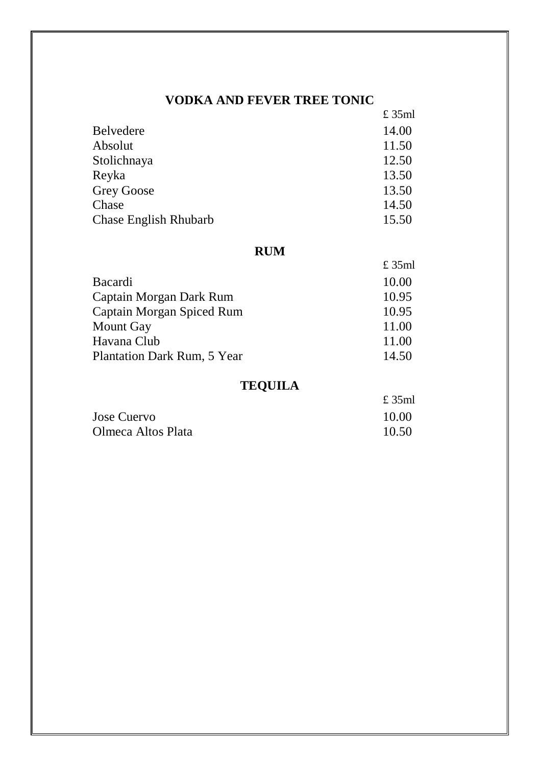## VODKA AND FEVER TREE TONIC

| | £ 35ml |
|---|---|
| Belvedere | 14.00 |
| Absolut | 11.50 |
| Stolichnaya | 12.50 |
| Reyka | 13.50 |
| Grey Goose | 13.50 |
| Chase | 14.50 |
| Chase English Rhubarb | 15.50 |

## RUM

| | £ 35ml |
|---|---|
| Bacardi | 10.00 |
| Captain Morgan Dark Rum | 10.95 |
| Captain Morgan Spiced Rum | 10.95 |
| Mount Gay | 11.00 |
| Havana Club | 11.00 |
| Plantation Dark Rum, 5 Year | 14.50 |

## TEQUILA

| | £ 35ml |
|---|---|
| Jose Cuervo | 10.00 |
| Olmeca Altos Plata | 10.50 |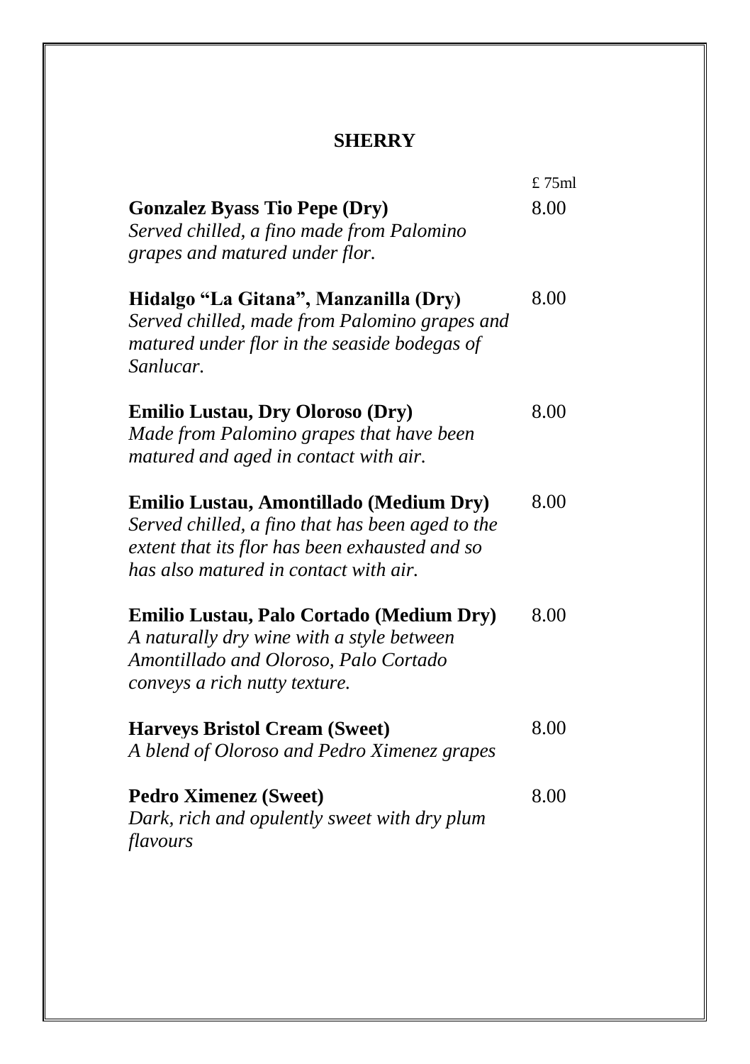## SHERRY

| | £ 75ml |
|---|---|
| **Gonzalez Byass Tio Pepe (Dry)**<br>*Served chilled, a fino made from Palomino grapes and matured under flor.* | 8.00 |
| **Hidalgo "La Gitana", Manzanilla (Dry)**<br>*Served chilled, made from Palomino grapes and matured under flor in the seaside bodegas of Sanlucar.* | 8.00 |
| **Emilio Lustau, Dry Oloroso (Dry)**<br>*Made from Palomino grapes that have been matured and aged in contact with air.* | 8.00 |
| **Emilio Lustau, Amontillado (Medium Dry)**<br>*Served chilled, a fino that has been aged to the extent that its flor has been exhausted and so has also matured in contact with air.* | 8.00 |
| **Emilio Lustau, Palo Cortado (Medium Dry)**<br>*A naturally dry wine with a style between Amontillado and Oloroso, Palo Cortado conveys a rich nutty texture.* | 8.00 |
| **Harveys Bristol Cream (Sweet)**<br>*A blend of Oloroso and Pedro Ximenez grapes* | 8.00 |
| **Pedro Ximenez (Sweet)**<br>*Dark, rich and opulently sweet with dry plum flavours* | 8.00 |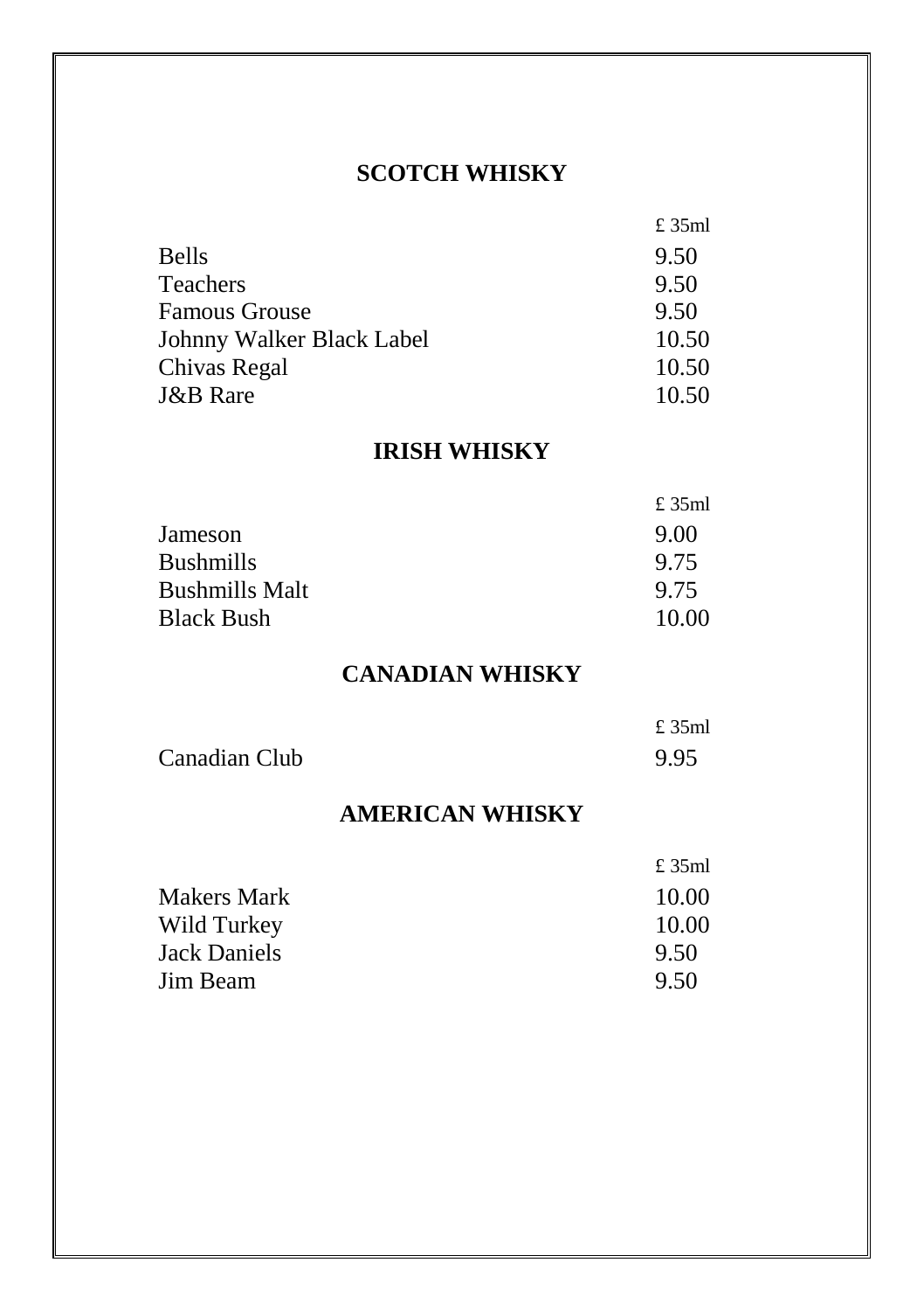## SCOTCH WHISKY

| | £ 35ml |
|---|---|
| Bells | 9.50 |
| Teachers | 9.50 |
| Famous Grouse | 9.50 |
| Johnny Walker Black Label | 10.50 |
| Chivas Regal | 10.50 |
| J&B Rare | 10.50 |

## IRISH WHISKY

| | £ 35ml |
|---|---|
| Jameson | 9.00 |
| Bushmills | 9.75 |
| Bushmills Malt | 9.75 |
| Black Bush | 10.00 |

## CANADIAN WHISKY

| | £ 35ml |
|---|---|
| Canadian Club | 9.95 |

## AMERICAN WHISKY

| | £ 35ml |
|---|---|
| Makers Mark | 10.00 |
| Wild Turkey | 10.00 |
| Jack Daniels | 9.50 |
| Jim Beam | 9.50 |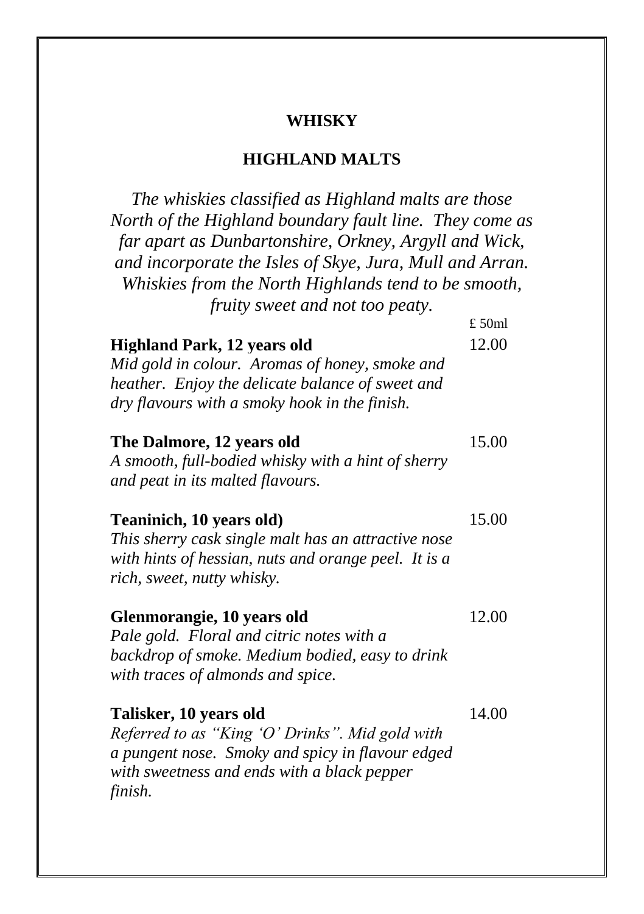# WHISKY

## HIGHLAND MALTS

*The whiskies classified as Highland malts are those North of the Highland boundary fault line. They come as far apart as Dunbartonshire, Orkney, Argyll and Wick, and incorporate the Isles of Skye, Jura, Mull and Arran. Whiskies from the North Highlands tend to be smooth, fruity sweet and not too peaty.*

£ 50ml

**Highland Park, 12 years old** 12.00
*Mid gold in colour. Aromas of honey, smoke and heather. Enjoy the delicate balance of sweet and dry flavours with a smoky hook in the finish.*

**The Dalmore, 12 years old** 15.00
*A smooth, full-bodied whisky with a hint of sherry and peat in its malted flavours.*

**Teaninich, 10 years old)** 15.00
*This sherry cask single malt has an attractive nose with hints of hessian, nuts and orange peel. It is a rich, sweet, nutty whisky.*

**Glenmorangie, 10 years old** 12.00
*Pale gold. Floral and citric notes with a backdrop of smoke. Medium bodied, easy to drink with traces of almonds and spice.*

**Talisker, 10 years old** 14.00
*Referred to as "King 'O' Drinks". Mid gold with a pungent nose. Smoky and spicy in flavour edged with sweetness and ends with a black pepper finish.*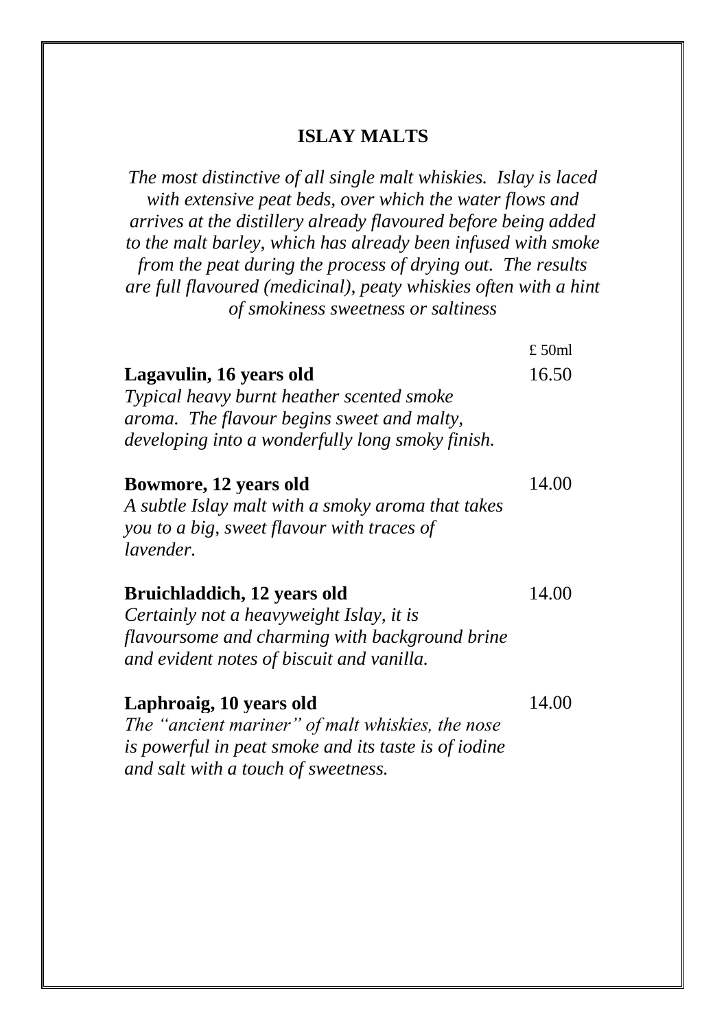## ISLAY MALTS

*The most distinctive of all single malt whiskies. Islay is laced with extensive peat beds, over which the water flows and arrives at the distillery already flavoured before being added to the malt barley, which has already been infused with smoke from the peat during the process of drying out. The results are full flavoured (medicinal), peaty whiskies often with a hint of smokiness sweetness or saltiness*

| | £ 50ml |
|---|---|
| **Lagavulin, 16 years old**<br>*Typical heavy burnt heather scented smoke aroma. The flavour begins sweet and malty, developing into a wonderfully long smoky finish.* | 16.50 |
| **Bowmore, 12 years old**<br>*A subtle Islay malt with a smoky aroma that takes you to a big, sweet flavour with traces of lavender.* | 14.00 |
| **Bruichladdich, 12 years old**<br>*Certainly not a heavyweight Islay, it is flavoursome and charming with background brine and evident notes of biscuit and vanilla.* | 14.00 |
| **Laphroaig, 10 years old**<br>*The "ancient mariner" of malt whiskies, the nose is powerful in peat smoke and its taste is of iodine and salt with a touch of sweetness.* | 14.00 |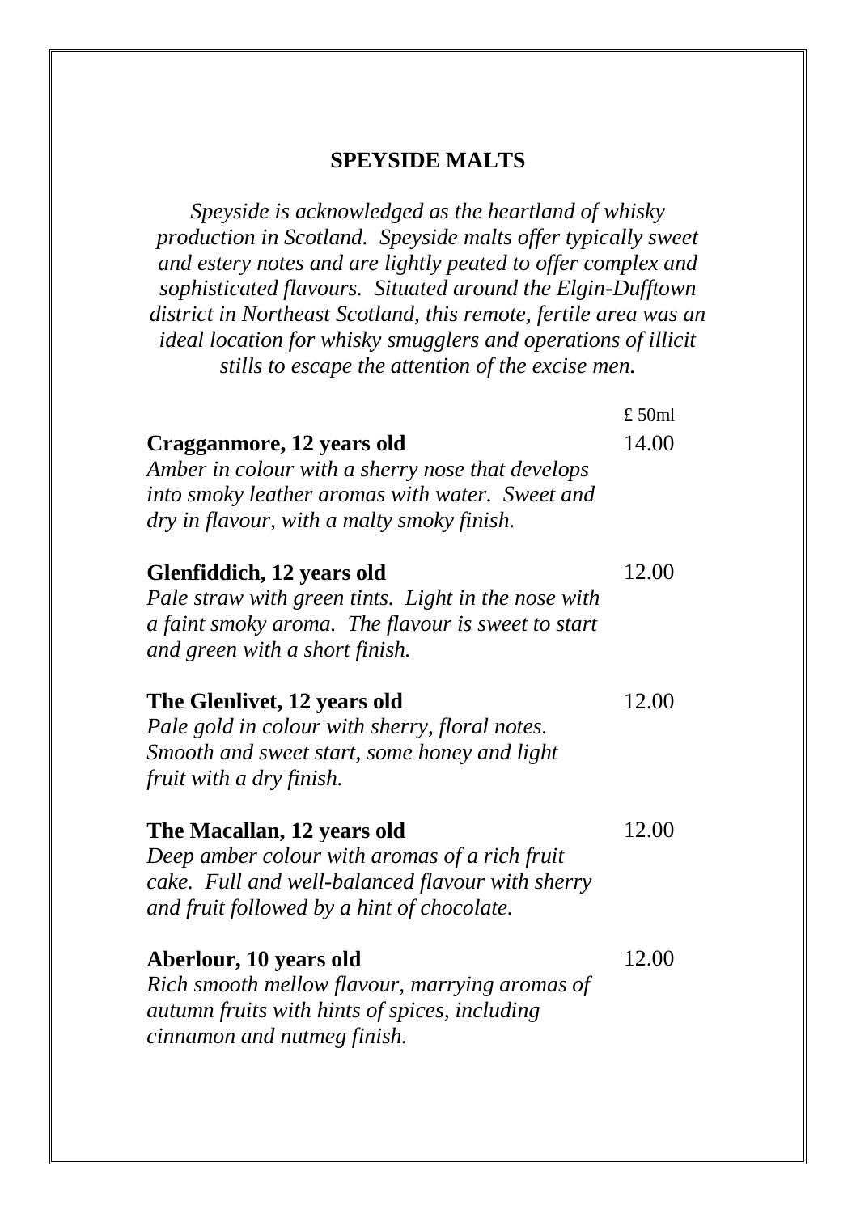## SPEYSIDE MALTS

*Speyside is acknowledged as the heartland of whisky production in Scotland. Speyside malts offer typically sweet and estery notes and are lightly peated to offer complex and sophisticated flavours. Situated around the Elgin-Dufftown district in Northeast Scotland, this remote, fertile area was an ideal location for whisky smugglers and operations of illicit stills to escape the attention of the excise men.*

| | £ 50ml |
|---|---|
| **Cragganmore, 12 years old**<br>*Amber in colour with a sherry nose that develops into smoky leather aromas with water. Sweet and dry in flavour, with a malty smoky finish.* | 14.00 |
| **Glenfiddich, 12 years old**<br>*Pale straw with green tints. Light in the nose with a faint smoky aroma. The flavour is sweet to start and green with a short finish.* | 12.00 |
| **The Glenlivet, 12 years old**<br>*Pale gold in colour with sherry, floral notes. Smooth and sweet start, some honey and light fruit with a dry finish.* | 12.00 |
| **The Macallan, 12 years old**<br>*Deep amber colour with aromas of a rich fruit cake. Full and well-balanced flavour with sherry and fruit followed by a hint of chocolate.* | 12.00 |
| **Aberlour, 10 years old**<br>*Rich smooth mellow flavour, marrying aromas of autumn fruits with hints of spices, including cinnamon and nutmeg finish.* | 12.00 |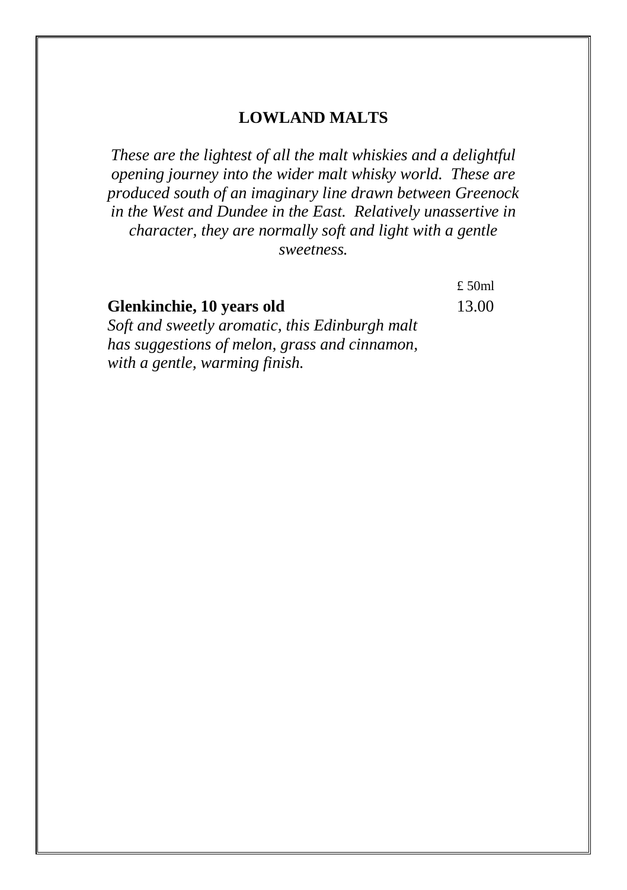## LOWLAND MALTS

*These are the lightest of all the malt whiskies and a delightful opening journey into the wider malt whisky world. These are produced south of an imaginary line drawn between Greenock in the West and Dundee in the East. Relatively unassertive in character, they are normally soft and light with a gentle sweetness.*

| | £ 50ml |
|---|---|
| **Glenkinchie, 10 years old** | 13.00 |

*Soft and sweetly aromatic, this Edinburgh malt has suggestions of melon, grass and cinnamon, with a gentle, warming finish.*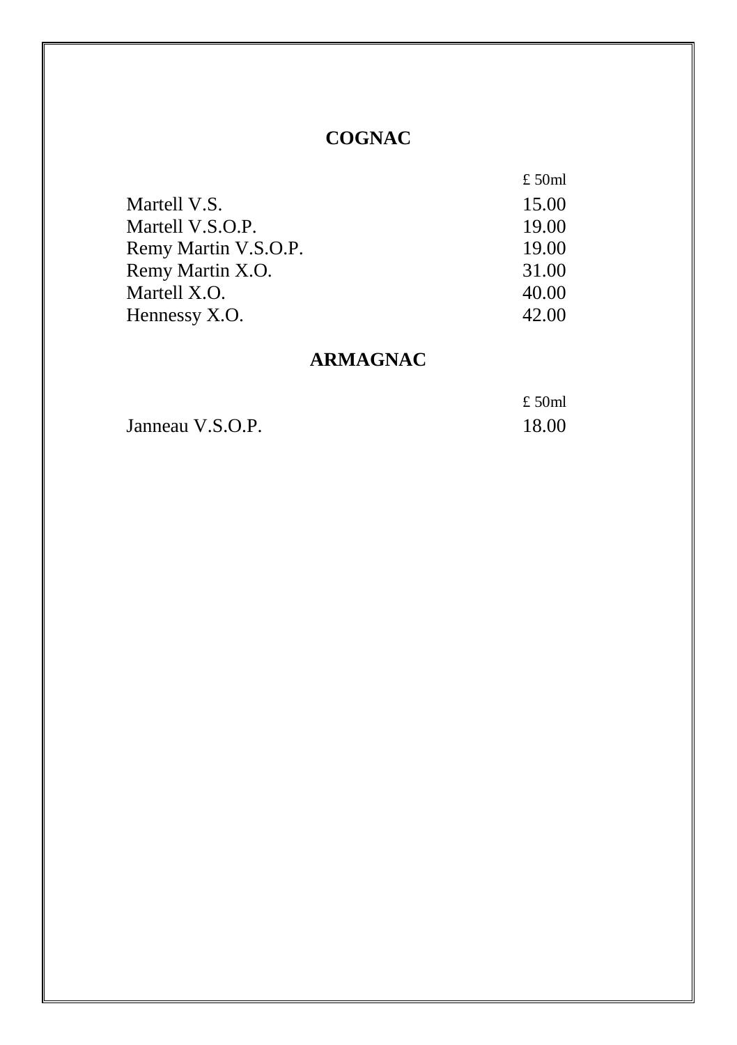## COGNAC

| | £ 50ml |
|---|---|
| Martell V.S. | 15.00 |
| Martell V.S.O.P. | 19.00 |
| Remy Martin V.S.O.P. | 19.00 |
| Remy Martin X.O. | 31.00 |
| Martell X.O. | 40.00 |
| Hennessy X.O. | 42.00 |

## ARMAGNAC

| | £ 50ml |
|---|---|
| Janneau V.S.O.P. | 18.00 |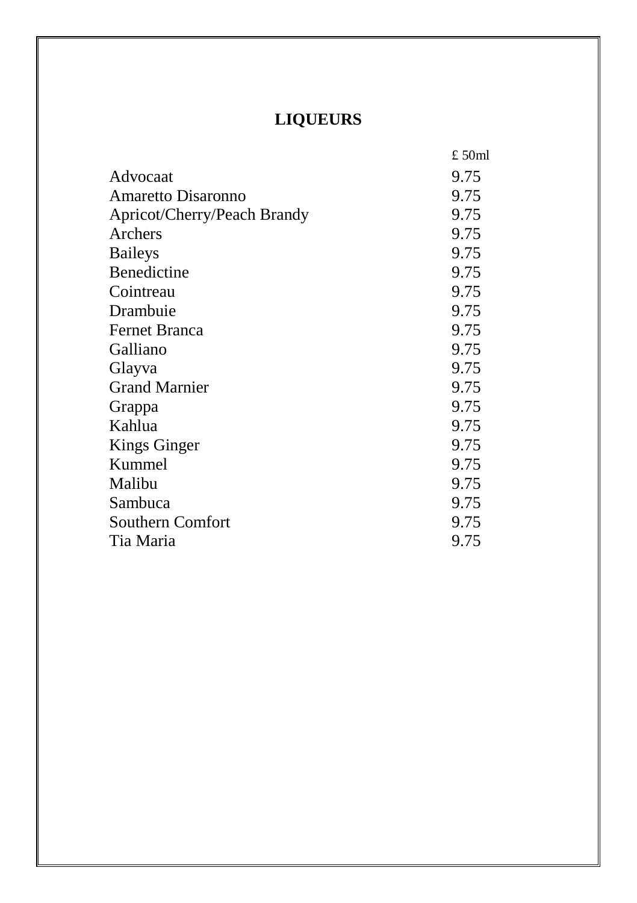# LIQUEURS

| | £ 50ml |
|---|---|
| Advocaat | 9.75 |
| Amaretto Disaronno | 9.75 |
| Apricot/Cherry/Peach Brandy | 9.75 |
| Archers | 9.75 |
| Baileys | 9.75 |
| Benedictine | 9.75 |
| Cointreau | 9.75 |
| Drambuie | 9.75 |
| Fernet Branca | 9.75 |
| Galliano | 9.75 |
| Glayva | 9.75 |
| Grand Marnier | 9.75 |
| Grappa | 9.75 |
| Kahlua | 9.75 |
| Kings Ginger | 9.75 |
| Kummel | 9.75 |
| Malibu | 9.75 |
| Sambuca | 9.75 |
| Southern Comfort | 9.75 |
| Tia Maria | 9.75 |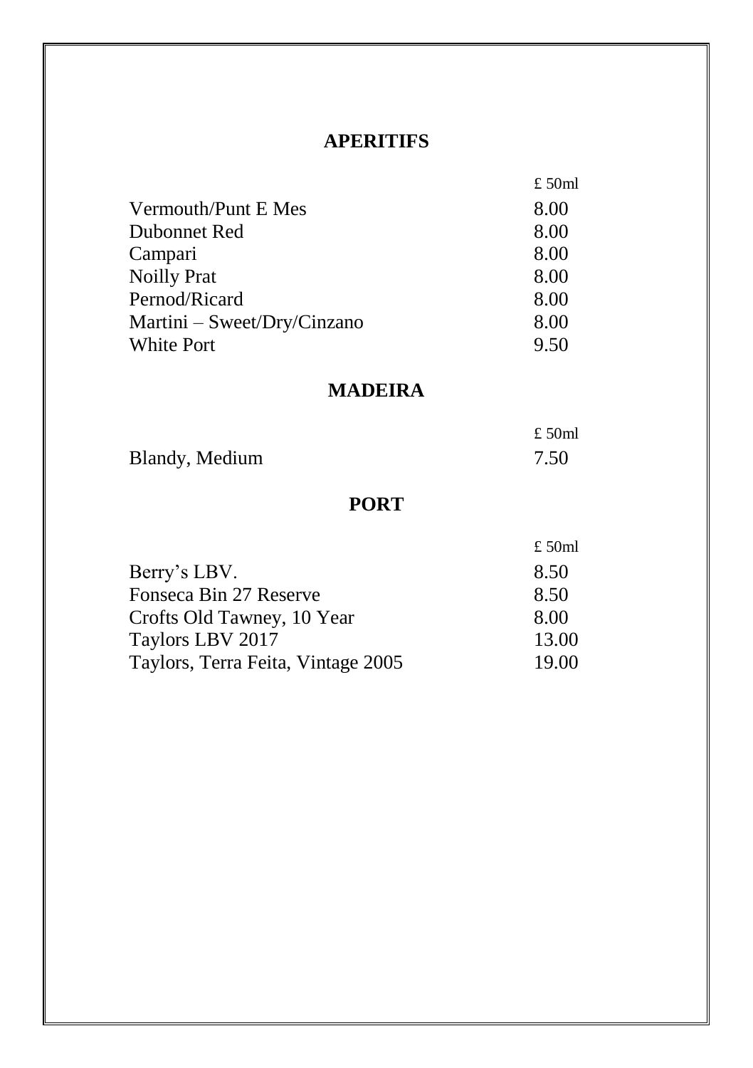## APERITIFS

| | £ 50ml |
|---|---|
| Vermouth/Punt E Mes | 8.00 |
| Dubonnet Red | 8.00 |
| Campari | 8.00 |
| Noilly Prat | 8.00 |
| Pernod/Ricard | 8.00 |
| Martini – Sweet/Dry/Cinzano | 8.00 |
| White Port | 9.50 |

## MADEIRA

| | £ 50ml |
|---|---|
| Blandy, Medium | 7.50 |

## PORT

| | £ 50ml |
|---|---|
| Berry's LBV. | 8.50 |
| Fonseca Bin 27 Reserve | 8.50 |
| Crofts Old Tawney, 10 Year | 8.00 |
| Taylors LBV 2017 | 13.00 |
| Taylors, Terra Feita, Vintage 2005 | 19.00 |